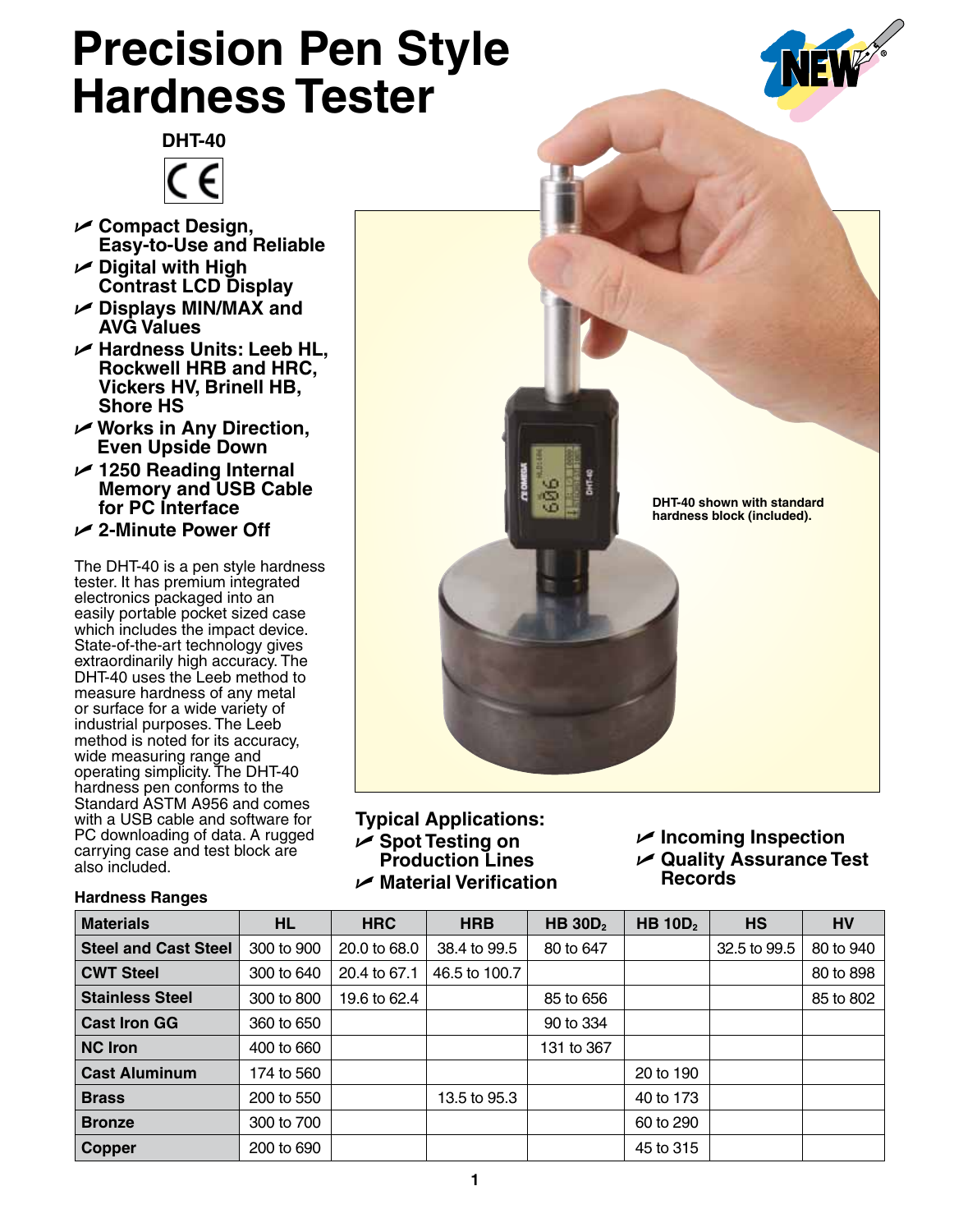# Precision Pen Style Hardness Tester

**DHT-40**

- **Compact Design, Easy-to-Use and Reliable**
- **Digital with High Contrast LCD Display**
- **Displays MIN/MAX and AVG Values**
- **Hardness Units: Leeb HL, Rockwell HRB and HRC, Vickers HV, Brinell HB, Shore HS**
- **Works in Any Direction, Even Upside Down**
- **1250 Reading Internal Memory and USB Cable for PC Interface**
- **2-Minute Power Off**

The DHT-40 is a pen style hardness tester. It has premium integrated electronics packaged into an easily portable pocket sized case which includes the impact device. State-of-the-art technology gives extraordinarily high accuracy. The DHT-40 uses the Leeb method to measure hardness of any metal or surface for a wide variety of industrial purposes. The Leeb method is noted for its accuracy, wide measuring range and operating simplicity. The DHT-40 hardness pen conforms to the Standard ASTM A956 and comes with a USB cable and software for PC downloading of data. A rugged carrying case and test block are also included.

DHT-40 shown with standard hardness block (included).

### Typical Applications:

- **Spot Testing on Production Lines**
- **Material Verification**
- **Incoming Inspection**
- **Quality Assurance Test Records**

### Hardness Ranges

| Materials | HL | HRC | HRB | HB $30D_2$ | HB $10D_2$ | HS | HV |
|---|---|---|---|---|---|---|---|
| **Steel and Cast Steel** | 300 to 900 | 20.0 to 68.0 | 38.4 to 99.5 | 80 to 647 | | 32.5 to 99.5 | 80 to 940 |
| **CWT Steel** | 300 to 640 | 20.4 to 67.1 | 46.5 to 100.7 | | | | 80 to 898 |
| **Stainless Steel** | 300 to 800 | 19.6 to 62.4 | | 85 to 656 | | | 85 to 802 |
| **Cast Iron GG** | 360 to 650 | | | 90 to 334 | | | |
| **NC Iron** | 400 to 660 | | | 131 to 367 | | | |
| **Cast Aluminum** | 174 to 560 | | | | 20 to 190 | | |
| **Brass** | 200 to 550 | | 13.5 to 95.3 | | 40 to 173 | | |
| **Bronze** | 300 to 700 | | | | 60 to 290 | | |
| **Copper** | 200 to 690 | | | | 45 to 315 | | |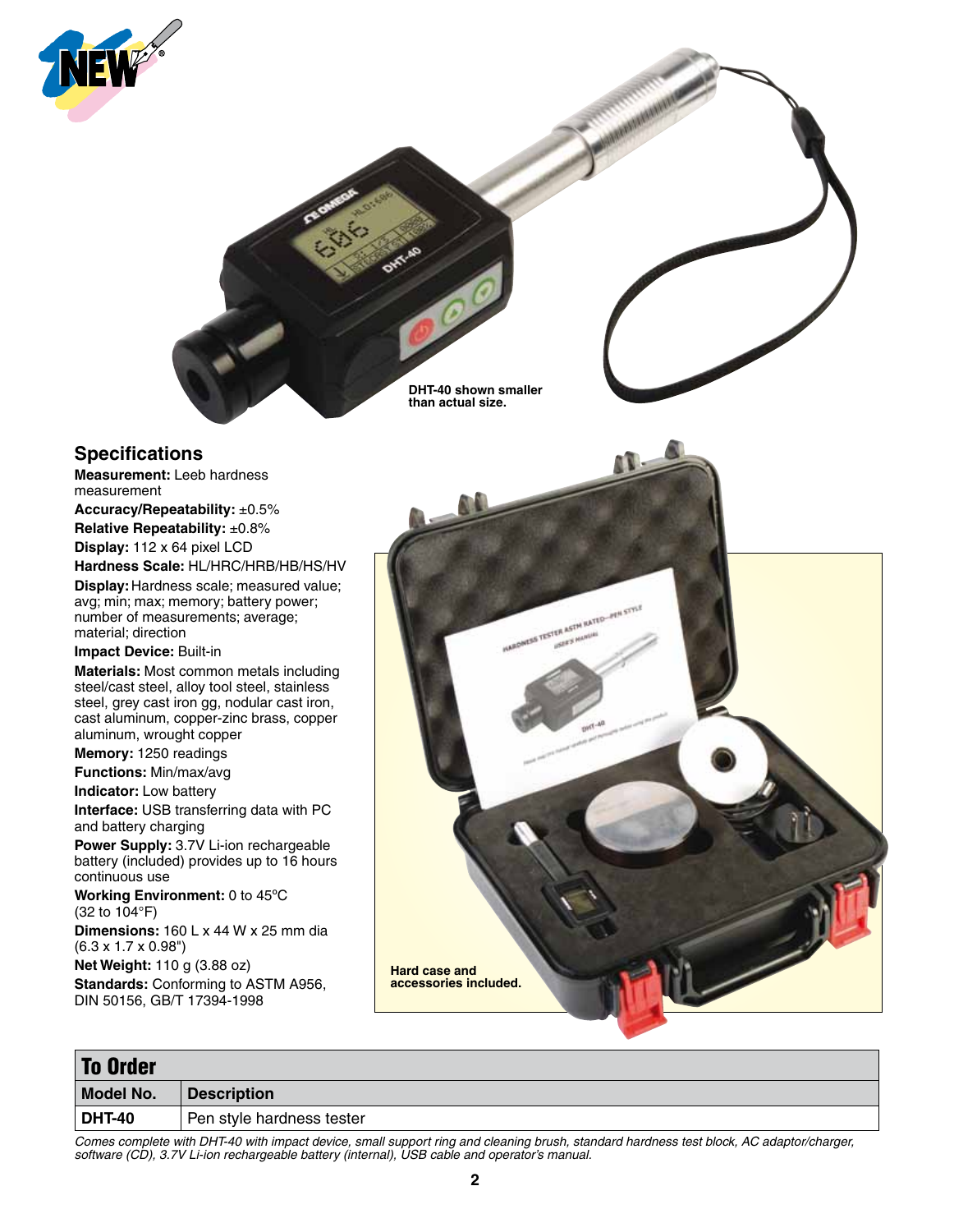DHT-40 shown smaller than actual size.

## Specifications

**Measurement:** Leeb hardness measurement

**Accuracy/Repeatability:** ±0.5%

**Relative Repeatability:** ±0.8%

**Display:** 112 x 64 pixel LCD

**Hardness Scale:** HL/HRC/HRB/HB/HS/HV

**Display:** Hardness scale; measured value; avg; min; max; memory; battery power; number of measurements; average; material; direction

**Impact Device:** Built-in

**Materials:** Most common metals including steel/cast steel, alloy tool steel, stainless steel, grey cast iron gg, nodular cast iron, cast aluminum, copper-zinc brass, copper aluminum, wrought copper

**Memory:** 1250 readings

**Functions:** Min/max/avg

**Indicator:** Low battery

**Interface:** USB transferring data with PC and battery charging

**Power Supply:** 3.7V Li-ion rechargeable battery (included) provides up to 16 hours continuous use

**Working Environment:** 0 to 45°C (32 to 104°F)

**Dimensions:** 160 L x 44 W x 25 mm dia (6.3 x 1.7 x 0.98")

**Net Weight:** 110 g (3.88 oz)

**Standards:** Conforming to ASTM A956, DIN 50156, GB/T 17394-1998

Hard case and accessories included.

## To Order

| Model No. | Description |
|---|---|
| **DHT-40** | Pen style hardness tester |

*Comes complete with DHT-40 with impact device, small support ring and cleaning brush, standard hardness test block, AC adaptor/charger, software (CD), 3.7V Li-ion rechargeable battery (internal), USB cable and operator's manual.*